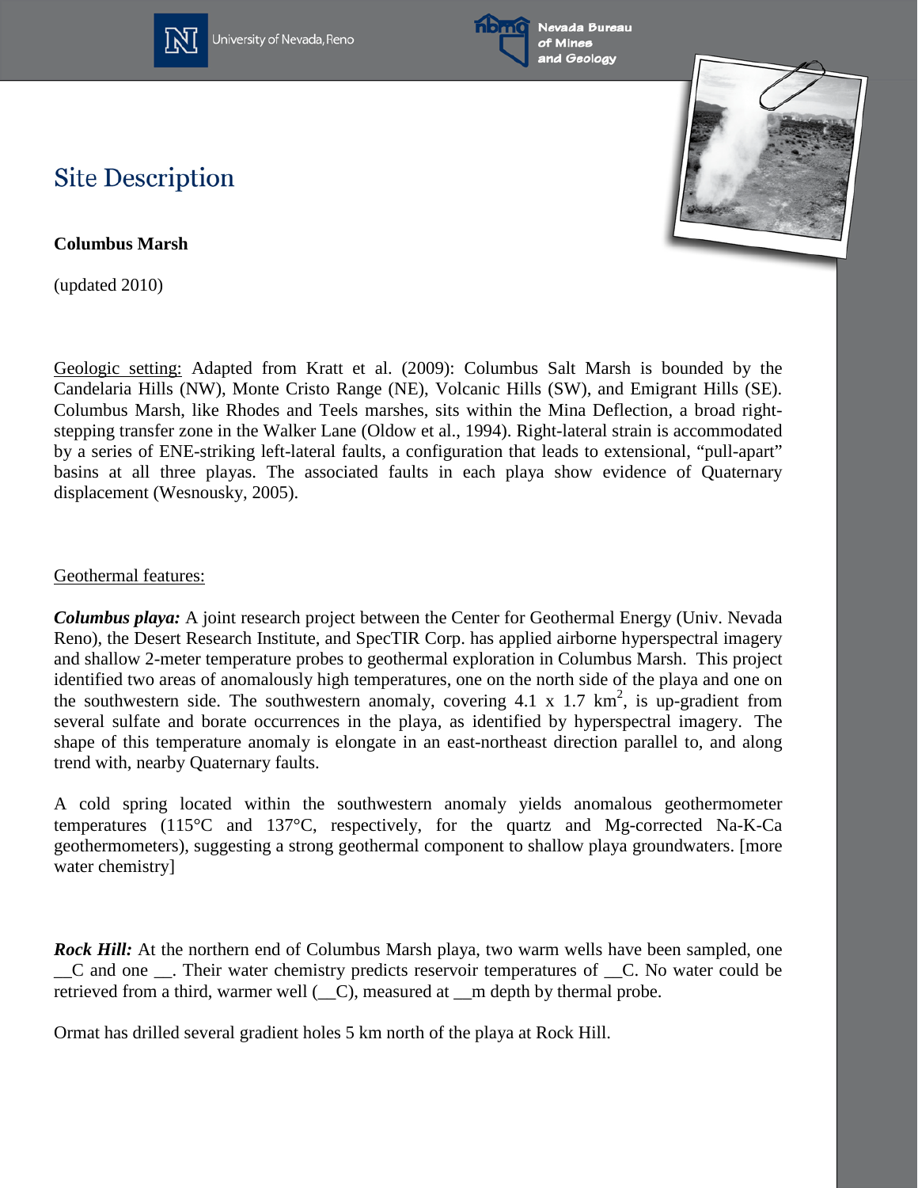# Site Description

**Columbus Marsh**

(updated 2010)

Geologic setting: Adapted from Kratt et al. (2009): Columbus Salt Marsh is bounded by the Candelaria Hills (NW), Monte Cristo Range (NE), Volcanic Hills (SW), and Emigrant Hills (SE). Columbus Marsh, like Rhodes and Teels marshes, sits within the Mina Deflection, a broad right-stepping transfer zone in the Walker Lane (Oldow et al., 1994). Right-lateral strain is accommodated by a series of ENE-striking left-lateral faults, a configuration that leads to extensional, "pull-apart" basins at all three playas. The associated faults in each playa show evidence of Quaternary displacement (Wesnousky, 2005).

Geothermal features:

***Columbus playa:*** A joint research project between the Center for Geothermal Energy (Univ. Nevada Reno), the Desert Research Institute, and SpecTIR Corp. has applied airborne hyperspectral imagery and shallow 2-meter temperature probes to geothermal exploration in Columbus Marsh. This project identified two areas of anomalously high temperatures, one on the north side of the playa and one on the southwestern side. The southwestern anomaly, covering 4.1 x 1.7 $km^2$, is up-gradient from several sulfate and borate occurrences in the playa, as identified by hyperspectral imagery. The shape of this temperature anomaly is elongate in an east-northeast direction parallel to, and along trend with, nearby Quaternary faults.

A cold spring located within the southwestern anomaly yields anomalous geothermometer temperatures (115°C and 137°C, respectively, for the quartz and Mg-corrected Na-K-Ca geothermometers), suggesting a strong geothermal component to shallow playa groundwaters. [more water chemistry]

***Rock Hill:*** At the northern end of Columbus Marsh playa, two warm wells have been sampled, one __C and one __. Their water chemistry predicts reservoir temperatures of __C. No water could be retrieved from a third, warmer well (__C), measured at __m depth by thermal probe.

Ormat has drilled several gradient holes 5 km north of the playa at Rock Hill.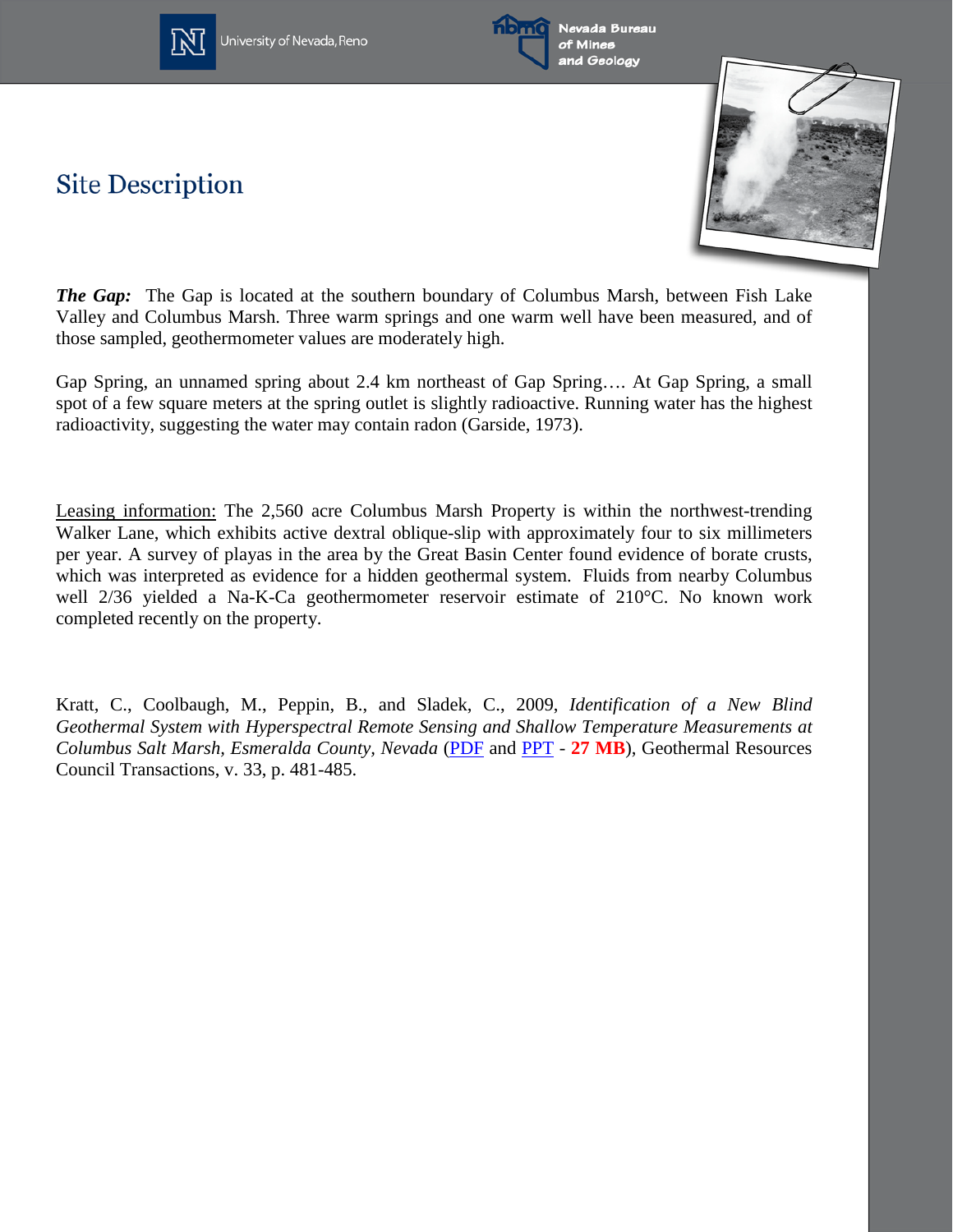## Site Description

***The Gap:*** The Gap is located at the southern boundary of Columbus Marsh, between Fish Lake Valley and Columbus Marsh. Three warm springs and one warm well have been measured, and of those sampled, geothermometer values are moderately high.

Gap Spring, an unnamed spring about 2.4 km northeast of Gap Spring…. At Gap Spring, a small spot of a few square meters at the spring outlet is slightly radioactive. Running water has the highest radioactivity, suggesting the water may contain radon (Garside, 1973).

Leasing information: The 2,560 acre Columbus Marsh Property is within the northwest-trending Walker Lane, which exhibits active dextral oblique-slip with approximately four to six millimeters per year. A survey of playas in the area by the Great Basin Center found evidence of borate crusts, which was interpreted as evidence for a hidden geothermal system. Fluids from nearby Columbus well 2/36 yielded a Na-K-Ca geothermometer reservoir estimate of 210°C. No known work completed recently on the property.

Kratt, C., Coolbaugh, M., Peppin, B., and Sladek, C., 2009, *Identification of a New Blind Geothermal System with Hyperspectral Remote Sensing and Shallow Temperature Measurements at Columbus Salt Marsh, Esmeralda County, Nevada* (PDF and PPT - **27 MB**), Geothermal Resources Council Transactions, v. 33, p. 481-485.